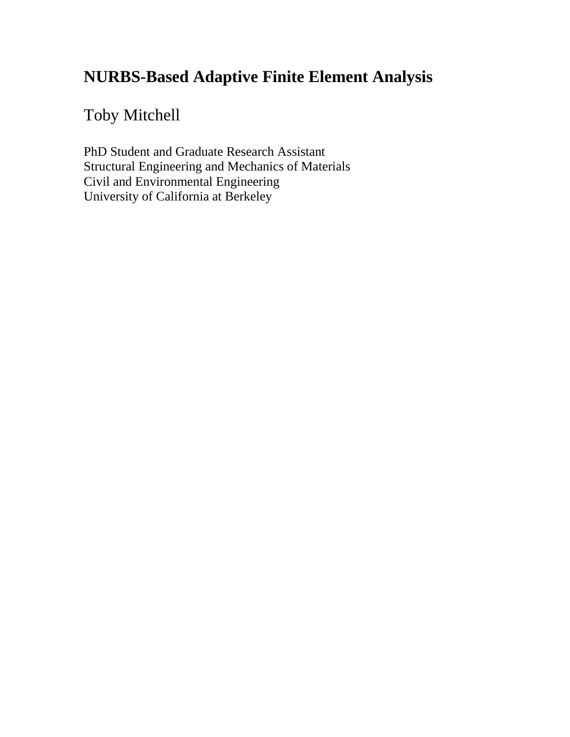# NURBS-Based Adaptive Finite Element Analysis

Toby Mitchell

PhD Student and Graduate Research Assistant
Structural Engineering and Mechanics of Materials
Civil and Environmental Engineering
University of California at Berkeley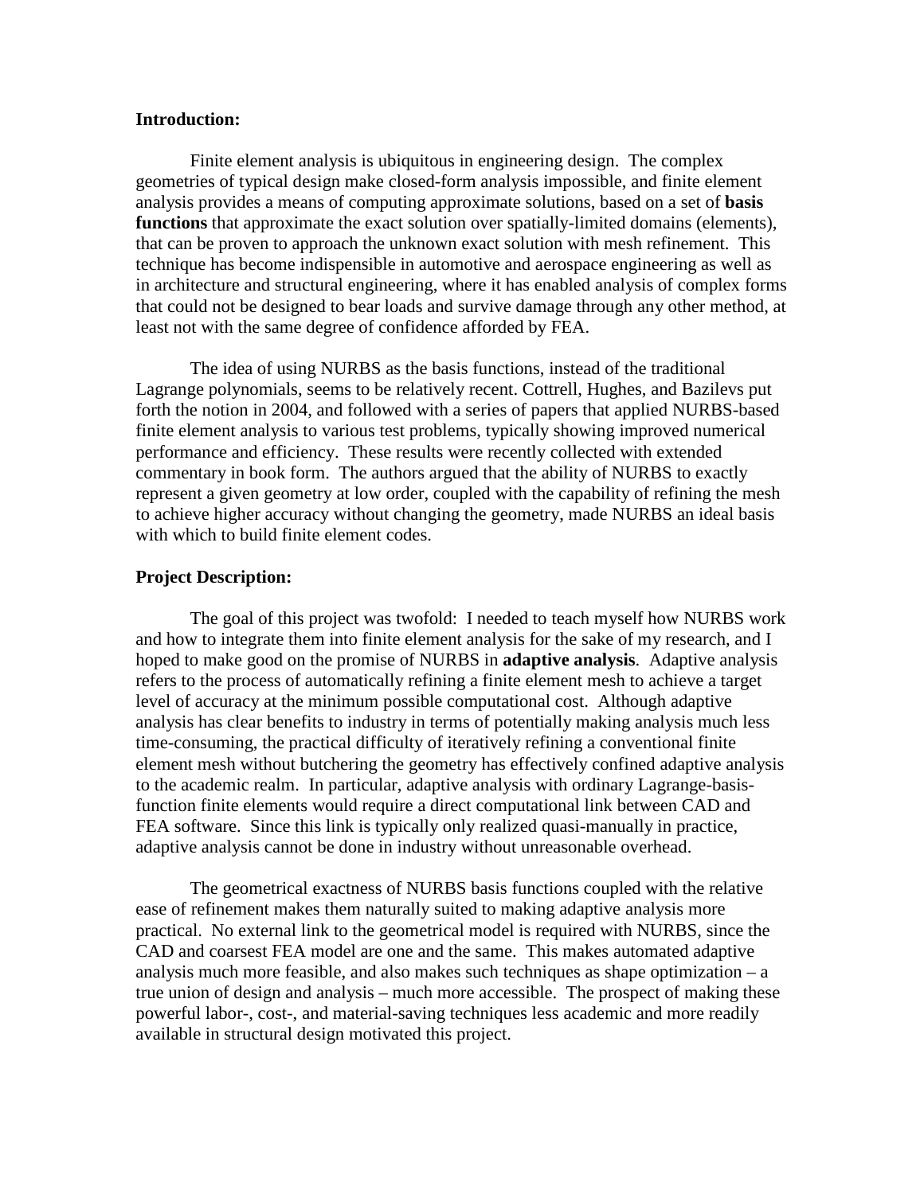**Introduction:**

Finite element analysis is ubiquitous in engineering design. The complex geometries of typical design make closed-form analysis impossible, and finite element analysis provides a means of computing approximate solutions, based on a set of **basis functions** that approximate the exact solution over spatially-limited domains (elements), that can be proven to approach the unknown exact solution with mesh refinement. This technique has become indispensible in automotive and aerospace engineering as well as in architecture and structural engineering, where it has enabled analysis of complex forms that could not be designed to bear loads and survive damage through any other method, at least not with the same degree of confidence afforded by FEA.

The idea of using NURBS as the basis functions, instead of the traditional Lagrange polynomials, seems to be relatively recent. Cottrell, Hughes, and Bazilevs put forth the notion in 2004, and followed with a series of papers that applied NURBS-based finite element analysis to various test problems, typically showing improved numerical performance and efficiency. These results were recently collected with extended commentary in book form. The authors argued that the ability of NURBS to exactly represent a given geometry at low order, coupled with the capability of refining the mesh to achieve higher accuracy without changing the geometry, made NURBS an ideal basis with which to build finite element codes.

**Project Description:**

The goal of this project was twofold: I needed to teach myself how NURBS work and how to integrate them into finite element analysis for the sake of my research, and I hoped to make good on the promise of NURBS in **adaptive analysis**. Adaptive analysis refers to the process of automatically refining a finite element mesh to achieve a target level of accuracy at the minimum possible computational cost. Although adaptive analysis has clear benefits to industry in terms of potentially making analysis much less time-consuming, the practical difficulty of iteratively refining a conventional finite element mesh without butchering the geometry has effectively confined adaptive analysis to the academic realm. In particular, adaptive analysis with ordinary Lagrange-basis-function finite elements would require a direct computational link between CAD and FEA software. Since this link is typically only realized quasi-manually in practice, adaptive analysis cannot be done in industry without unreasonable overhead.

The geometrical exactness of NURBS basis functions coupled with the relative ease of refinement makes them naturally suited to making adaptive analysis more practical. No external link to the geometrical model is required with NURBS, since the CAD and coarsest FEA model are one and the same. This makes automated adaptive analysis much more feasible, and also makes such techniques as shape optimization – a true union of design and analysis – much more accessible. The prospect of making these powerful labor-, cost-, and material-saving techniques less academic and more readily available in structural design motivated this project.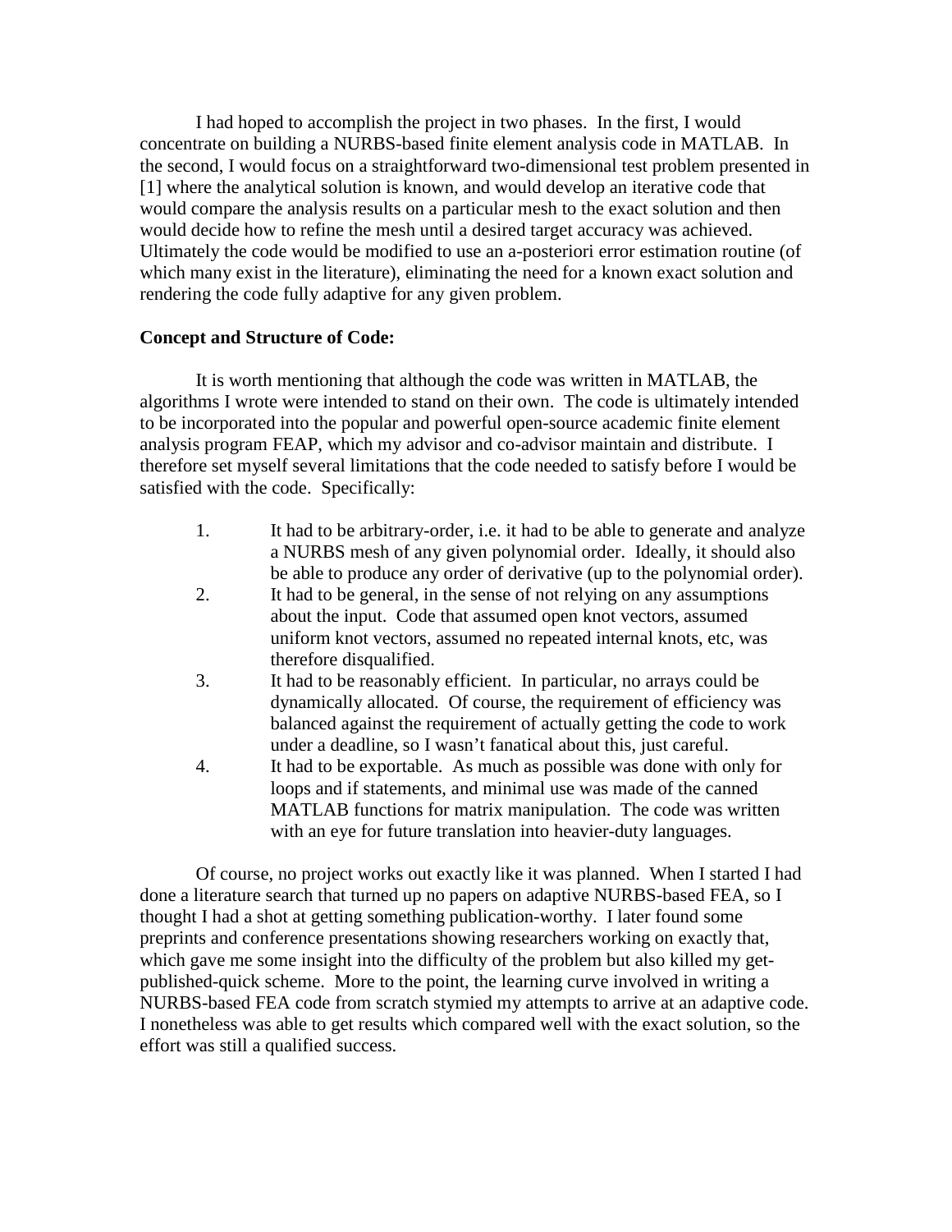I had hoped to accomplish the project in two phases. In the first, I would concentrate on building a NURBS-based finite element analysis code in MATLAB. In the second, I would focus on a straightforward two-dimensional test problem presented in [1] where the analytical solution is known, and would develop an iterative code that would compare the analysis results on a particular mesh to the exact solution and then would decide how to refine the mesh until a desired target accuracy was achieved. Ultimately the code would be modified to use an a-posteriori error estimation routine (of which many exist in the literature), eliminating the need for a known exact solution and rendering the code fully adaptive for any given problem.

**Concept and Structure of Code:**

It is worth mentioning that although the code was written in MATLAB, the algorithms I wrote were intended to stand on their own. The code is ultimately intended to be incorporated into the popular and powerful open-source academic finite element analysis program FEAP, which my advisor and co-advisor maintain and distribute. I therefore set myself several limitations that the code needed to satisfy before I would be satisfied with the code. Specifically:

1. It had to be arbitrary-order, i.e. it had to be able to generate and analyze a NURBS mesh of any given polynomial order. Ideally, it should also be able to produce any order of derivative (up to the polynomial order).
2. It had to be general, in the sense of not relying on any assumptions about the input. Code that assumed open knot vectors, assumed uniform knot vectors, assumed no repeated internal knots, etc, was therefore disqualified.
3. It had to be reasonably efficient. In particular, no arrays could be dynamically allocated. Of course, the requirement of efficiency was balanced against the requirement of actually getting the code to work under a deadline, so I wasn't fanatical about this, just careful.
4. It had to be exportable. As much as possible was done with only for loops and if statements, and minimal use was made of the canned MATLAB functions for matrix manipulation. The code was written with an eye for future translation into heavier-duty languages.

Of course, no project works out exactly like it was planned. When I started I had done a literature search that turned up no papers on adaptive NURBS-based FEA, so I thought I had a shot at getting something publication-worthy. I later found some preprints and conference presentations showing researchers working on exactly that, which gave me some insight into the difficulty of the problem but also killed my get-published-quick scheme. More to the point, the learning curve involved in writing a NURBS-based FEA code from scratch stymied my attempts to arrive at an adaptive code. I nonetheless was able to get results which compared well with the exact solution, so the effort was still a qualified success.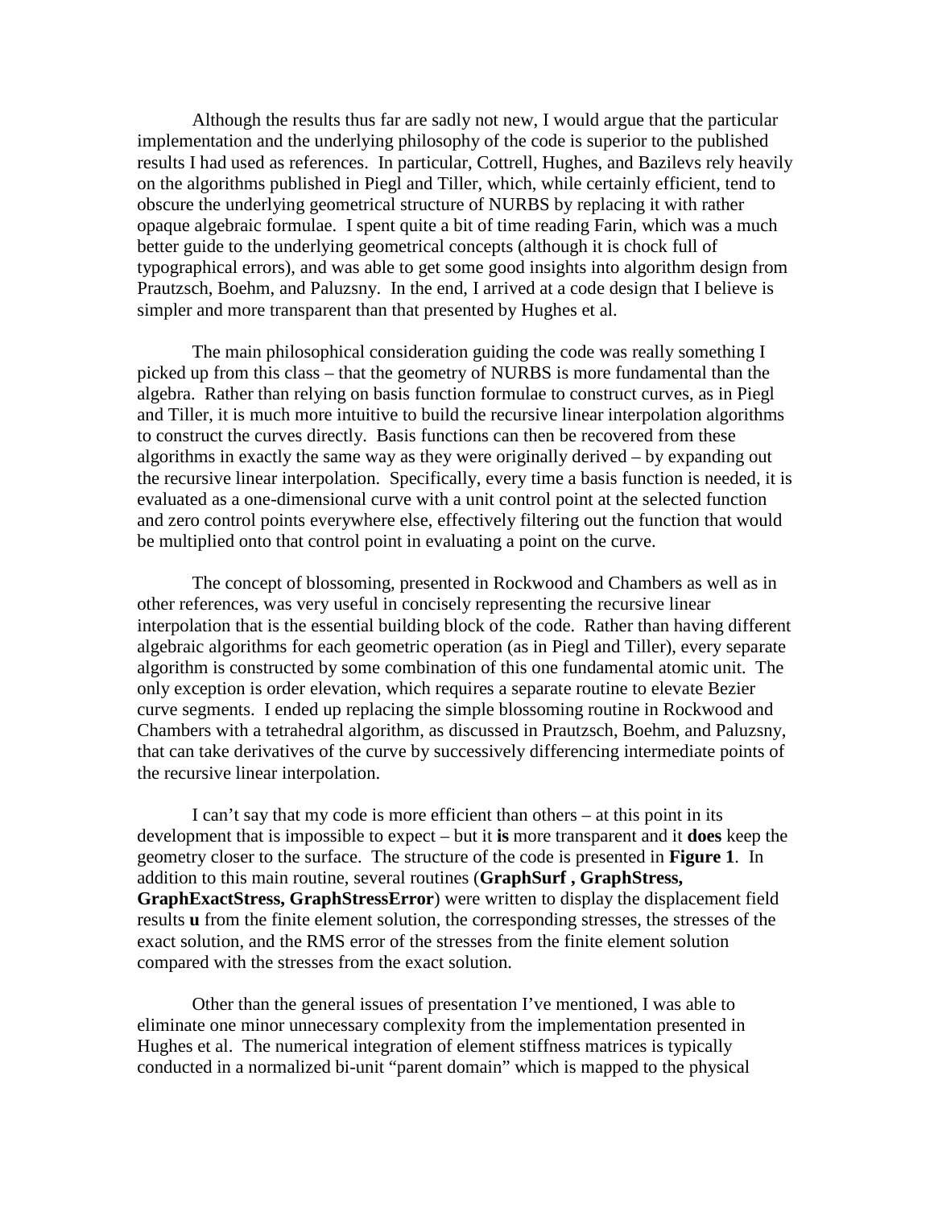Although the results thus far are sadly not new, I would argue that the particular implementation and the underlying philosophy of the code is superior to the published results I had used as references. In particular, Cottrell, Hughes, and Bazilevs rely heavily on the algorithms published in Piegl and Tiller, which, while certainly efficient, tend to obscure the underlying geometrical structure of NURBS by replacing it with rather opaque algebraic formulae. I spent quite a bit of time reading Farin, which was a much better guide to the underlying geometrical concepts (although it is chock full of typographical errors), and was able to get some good insights into algorithm design from Prautzsch, Boehm, and Paluzsny. In the end, I arrived at a code design that I believe is simpler and more transparent than that presented by Hughes et al.

The main philosophical consideration guiding the code was really something I picked up from this class – that the geometry of NURBS is more fundamental than the algebra. Rather than relying on basis function formulae to construct curves, as in Piegl and Tiller, it is much more intuitive to build the recursive linear interpolation algorithms to construct the curves directly. Basis functions can then be recovered from these algorithms in exactly the same way as they were originally derived – by expanding out the recursive linear interpolation. Specifically, every time a basis function is needed, it is evaluated as a one-dimensional curve with a unit control point at the selected function and zero control points everywhere else, effectively filtering out the function that would be multiplied onto that control point in evaluating a point on the curve.

The concept of blossoming, presented in Rockwood and Chambers as well as in other references, was very useful in concisely representing the recursive linear interpolation that is the essential building block of the code. Rather than having different algebraic algorithms for each geometric operation (as in Piegl and Tiller), every separate algorithm is constructed by some combination of this one fundamental atomic unit. The only exception is order elevation, which requires a separate routine to elevate Bezier curve segments. I ended up replacing the simple blossoming routine in Rockwood and Chambers with a tetrahedral algorithm, as discussed in Prautzsch, Boehm, and Paluzsny, that can take derivatives of the curve by successively differencing intermediate points of the recursive linear interpolation.

I can't say that my code is more efficient than others – at this point in its development that is impossible to expect – but it **is** more transparent and it **does** keep the geometry closer to the surface. The structure of the code is presented in **Figure 1**. In addition to this main routine, several routines (**GraphSurf , GraphStress, GraphExactStress, GraphStressError**) were written to display the displacement field results **u** from the finite element solution, the corresponding stresses, the stresses of the exact solution, and the RMS error of the stresses from the finite element solution compared with the stresses from the exact solution.

Other than the general issues of presentation I've mentioned, I was able to eliminate one minor unnecessary complexity from the implementation presented in Hughes et al. The numerical integration of element stiffness matrices is typically conducted in a normalized bi-unit "parent domain" which is mapped to the physical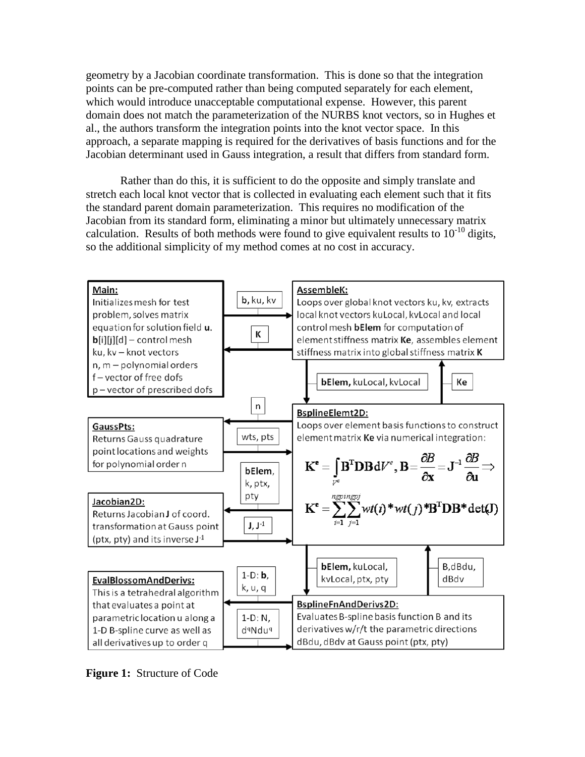geometry by a Jacobian coordinate transformation. This is done so that the integration points can be pre-computed rather than being computed separately for each element, which would introduce unacceptable computational expense. However, this parent domain does not match the parameterization of the NURBS knot vectors, so in Hughes et al., the authors transform the integration points into the knot vector space. In this approach, a separate mapping is required for the derivatives of basis functions and for the Jacobian determinant used in Gauss integration, a result that differs from standard form.

Rather than do this, it is sufficient to do the opposite and simply translate and stretch each local knot vector that is collected in evaluating each element such that it fits the standard parent domain parameterization. This requires no modification of the Jacobian from its standard form, eliminating a minor but ultimately unnecessary matrix calculation. Results of both methods were found to give equivalent results to $10^{-10}$ digits, so the additional simplicity of my method comes at no cost in accuracy.

**Main:**
Initializes mesh for test problem, solves matrix equation for solution field **u**.
**b**[i][j][d] – control mesh
ku, kv – knot vectors
n, m – polynomial orders
f – vector of free dofs
p – vector of prescribed dofs

→ **b**, ku, kv → AssembleK; ← **K** ←

**AssembleK:**
Loops over global knot vectors ku, kv, extracts local knot vectors kuLocal, kvLocal and local control mesh **bElem** for computation of element stiffness matrix **Ke**, assembles element stiffness matrix into global stiffness matrix **K**

↓ **bElem**, kuLocal, kvLocal ↓ ; ↑ Ke ↑

**BsplineElemt2D:**
Loops over element basis functions to construct element matrix **Ke** via numerical integration:

$$\mathbf{K^e} = \int_{V^e} \mathbf{B}^T \mathbf{D} \mathbf{B} dV^e, \mathbf{B} = \frac{\partial B}{\partial \mathbf{x}} = \mathbf{J}^{-1} \frac{\partial B}{\partial \mathbf{u}} \Rightarrow$$

$$\mathbf{K^e} = \sum_{i=1}^{ngpi} \sum_{j=1}^{ngpj} wt(i) * wt(j) * \mathbf{B}^T \mathbf{D} \mathbf{B} * \det(\mathbf{J})$$

← n ← ; → wts, pts →

**GaussPts:**
Returns Gauss quadrature point locations and weights for polynomial order n

← **bElem**, k, ptx, pty ← ; → **J**, $\mathbf{J}^{-1}$ →

**Jacobian2D:**
Returns Jacobian **J** of coord. transformation at Gauss point (ptx, pty) and its inverse $\mathbf{J}^{-1}$

↓ **bElem**, kuLocal, kvLocal, ptx, pty ↓ ; ↑ B, dBdu, dBdv ↑

**BsplineFnAndDerivs2D:**
Evaluates B-spline basis function B and its derivatives w/r/t the parametric directions dBdu, dBdv at Gauss point (ptx, pty)

← 1-D: **b**, k, u, q ← ; → 1-D: N, $d^qN du^q$ →

**EvalBlossomAndDerivs:**
This is a tetrahedral algorithm that evaluates a point at parametric location u along a 1-D B-spline curve as well as all derivatives up to order q

**Figure 1:** Structure of Code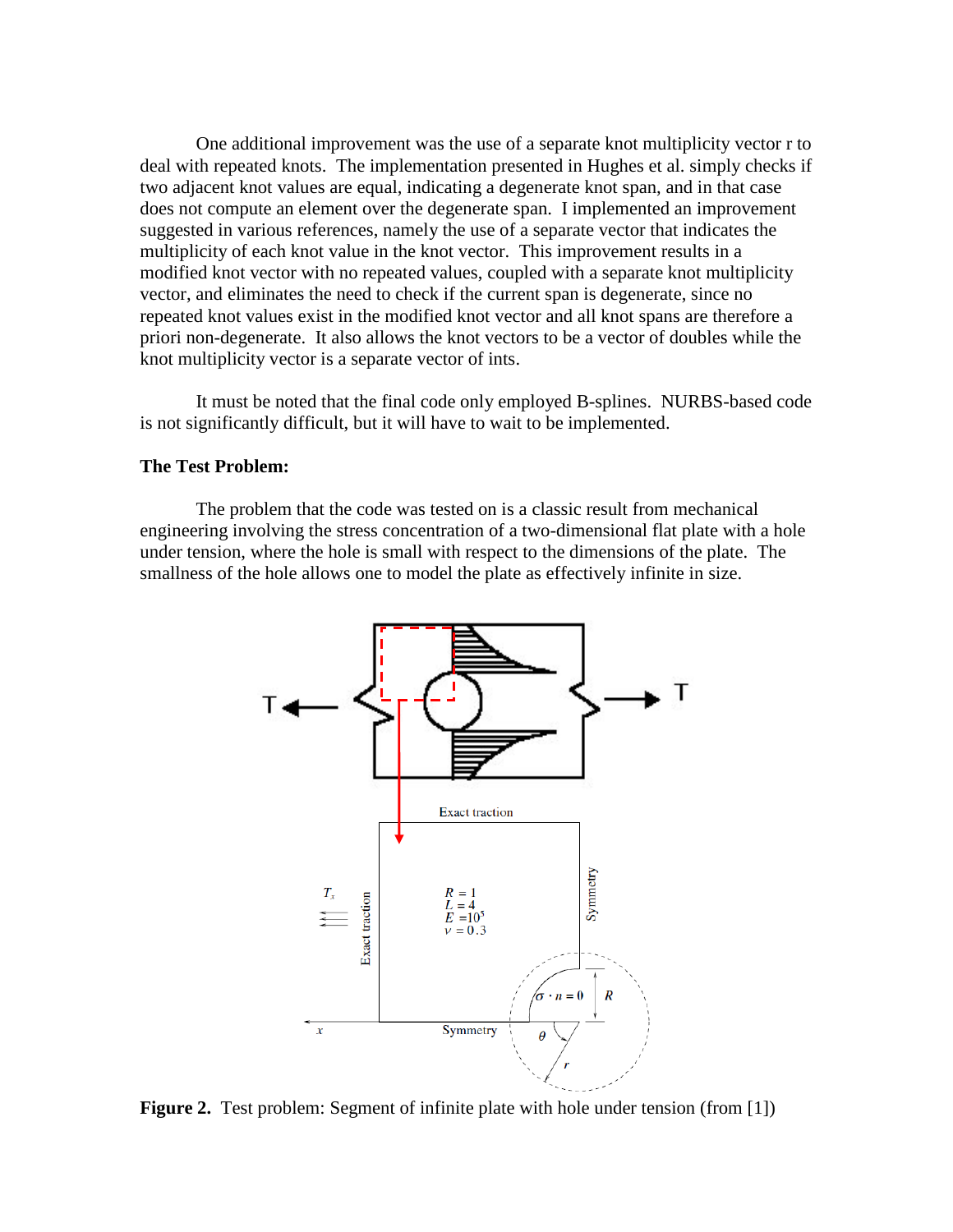One additional improvement was the use of a separate knot multiplicity vector r to deal with repeated knots. The implementation presented in Hughes et al. simply checks if two adjacent knot values are equal, indicating a degenerate knot span, and in that case does not compute an element over the degenerate span. I implemented an improvement suggested in various references, namely the use of a separate vector that indicates the multiplicity of each knot value in the knot vector. This improvement results in a modified knot vector with no repeated values, coupled with a separate knot multiplicity vector, and eliminates the need to check if the current span is degenerate, since no repeated knot values exist in the modified knot vector and all knot spans are therefore a priori non-degenerate. It also allows the knot vectors to be a vector of doubles while the knot multiplicity vector is a separate vector of ints.

It must be noted that the final code only employed B-splines. NURBS-based code is not significantly difficult, but it will have to wait to be implemented.

**The Test Problem:**

The problem that the code was tested on is a classic result from mechanical engineering involving the stress concentration of a two-dimensional flat plate with a hole under tension, where the hole is small with respect to the dimensions of the plate. The smallness of the hole allows one to model the plate as effectively infinite in size.

**Figure 2.** Test problem: Segment of infinite plate with hole under tension (from [1])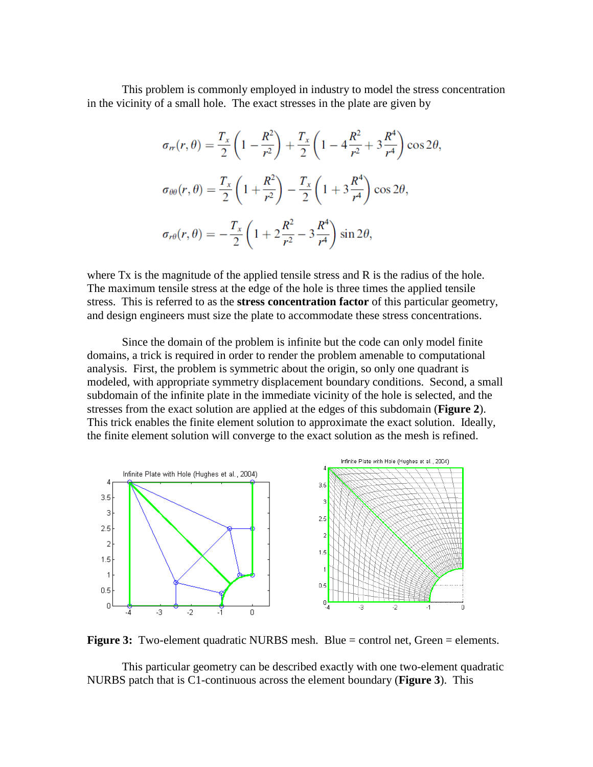This problem is commonly employed in industry to model the stress concentration in the vicinity of a small hole. The exact stresses in the plate are given by

$$\sigma_{rr}(r,\theta) = \frac{T_x}{2}\left(1 - \frac{R^2}{r^2}\right) + \frac{T_x}{2}\left(1 - 4\frac{R^2}{r^2} + 3\frac{R^4}{r^4}\right)\cos 2\theta,$$

$$\sigma_{\theta\theta}(r,\theta) = \frac{T_x}{2}\left(1 + \frac{R^2}{r^2}\right) - \frac{T_x}{2}\left(1 + 3\frac{R^4}{r^4}\right)\cos 2\theta,$$

$$\sigma_{r\theta}(r,\theta) = -\frac{T_x}{2}\left(1 + 2\frac{R^2}{r^2} - 3\frac{R^4}{r^4}\right)\sin 2\theta,$$

where Tx is the magnitude of the applied tensile stress and R is the radius of the hole. The maximum tensile stress at the edge of the hole is three times the applied tensile stress. This is referred to as the **stress concentration factor** of this particular geometry, and design engineers must size the plate to accommodate these stress concentrations.

Since the domain of the problem is infinite but the code can only model finite domains, a trick is required in order to render the problem amenable to computational analysis. First, the problem is symmetric about the origin, so only one quadrant is modeled, with appropriate symmetry displacement boundary conditions. Second, a small subdomain of the infinite plate in the immediate vicinity of the hole is selected, and the stresses from the exact solution are applied at the edges of this subdomain (**Figure 2**). This trick enables the finite element solution to approximate the exact solution. Ideally, the finite element solution will converge to the exact solution as the mesh is refined.

**Figure 3:** Two-element quadratic NURBS mesh. Blue = control net, Green = elements.

This particular geometry can be described exactly with one two-element quadratic NURBS patch that is C1-continuous across the element boundary (**Figure 3**). This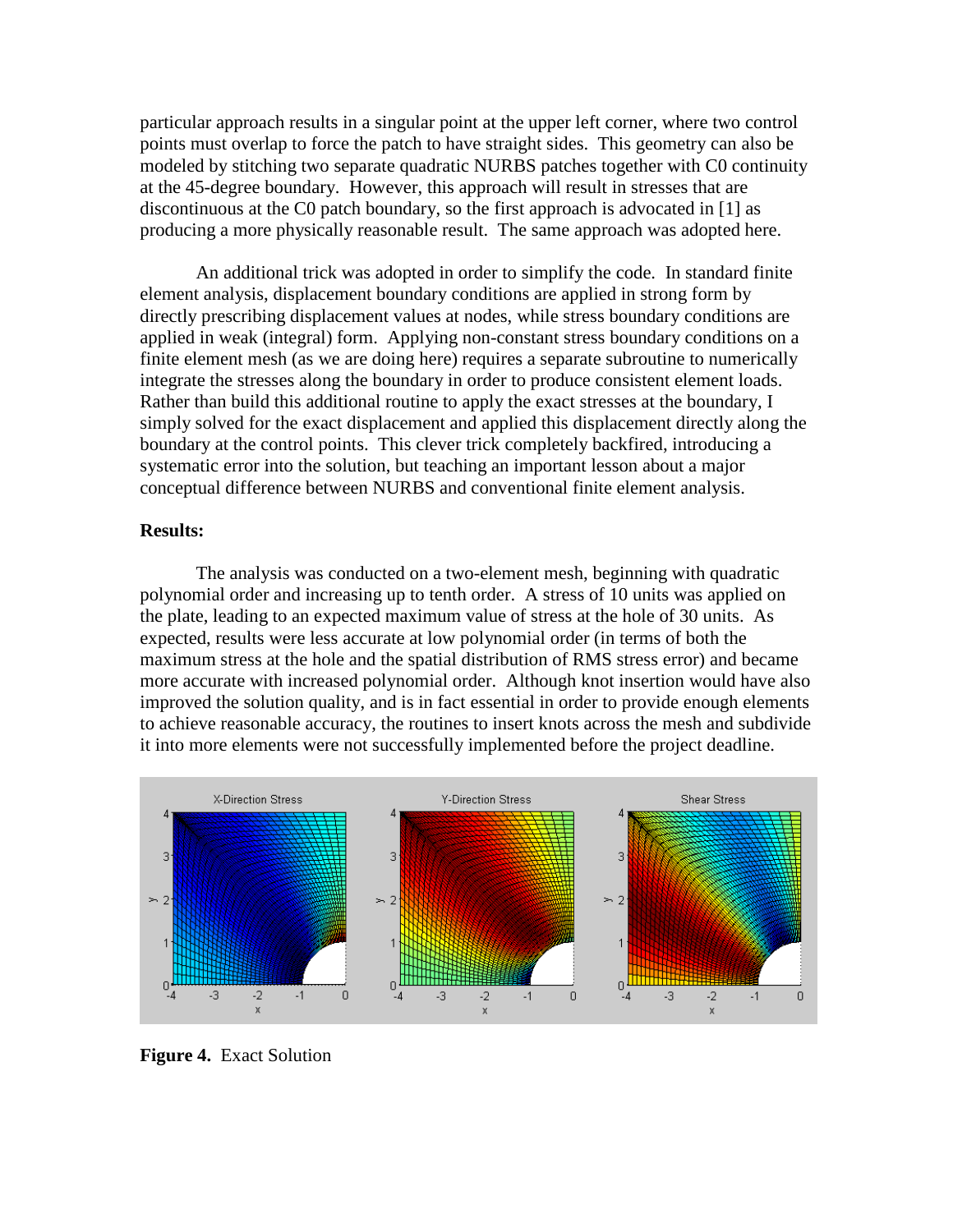particular approach results in a singular point at the upper left corner, where two control points must overlap to force the patch to have straight sides. This geometry can also be modeled by stitching two separate quadratic NURBS patches together with C0 continuity at the 45-degree boundary. However, this approach will result in stresses that are discontinuous at the C0 patch boundary, so the first approach is advocated in [1] as producing a more physically reasonable result. The same approach was adopted here.

An additional trick was adopted in order to simplify the code. In standard finite element analysis, displacement boundary conditions are applied in strong form by directly prescribing displacement values at nodes, while stress boundary conditions are applied in weak (integral) form. Applying non-constant stress boundary conditions on a finite element mesh (as we are doing here) requires a separate subroutine to numerically integrate the stresses along the boundary in order to produce consistent element loads. Rather than build this additional routine to apply the exact stresses at the boundary, I simply solved for the exact displacement and applied this displacement directly along the boundary at the control points. This clever trick completely backfired, introducing a systematic error into the solution, but teaching an important lesson about a major conceptual difference between NURBS and conventional finite element analysis.

**Results:**

The analysis was conducted on a two-element mesh, beginning with quadratic polynomial order and increasing up to tenth order. A stress of 10 units was applied on the plate, leading to an expected maximum value of stress at the hole of 30 units. As expected, results were less accurate at low polynomial order (in terms of both the maximum stress at the hole and the spatial distribution of RMS stress error) and became more accurate with increased polynomial order. Although knot insertion would have also improved the solution quality, and is in fact essential in order to provide enough elements to achieve reasonable accuracy, the routines to insert knots across the mesh and subdivide it into more elements were not successfully implemented before the project deadline.

**Figure 4.** Exact Solution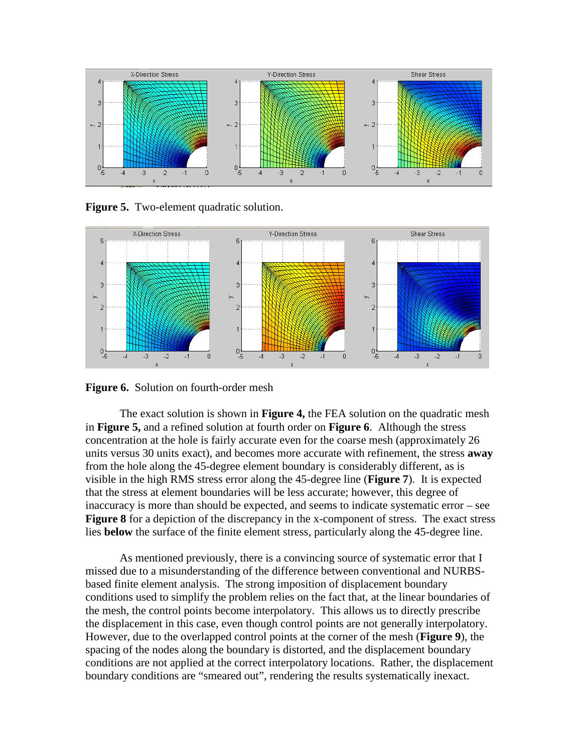**Figure 5.** Two-element quadratic solution.

**Figure 6.** Solution on fourth-order mesh

The exact solution is shown in **Figure 4,** the FEA solution on the quadratic mesh in **Figure 5,** and a refined solution at fourth order on **Figure 6**. Although the stress concentration at the hole is fairly accurate even for the coarse mesh (approximately 26 units versus 30 units exact), and becomes more accurate with refinement, the stress **away** from the hole along the 45-degree element boundary is considerably different, as is visible in the high RMS stress error along the 45-degree line (**Figure 7**). It is expected that the stress at element boundaries will be less accurate; however, this degree of inaccuracy is more than should be expected, and seems to indicate systematic error – see **Figure 8** for a depiction of the discrepancy in the x-component of stress. The exact stress lies **below** the surface of the finite element stress, particularly along the 45-degree line.

As mentioned previously, there is a convincing source of systematic error that I missed due to a misunderstanding of the difference between conventional and NURBS-based finite element analysis. The strong imposition of displacement boundary conditions used to simplify the problem relies on the fact that, at the linear boundaries of the mesh, the control points become interpolatory. This allows us to directly prescribe the displacement in this case, even though control points are not generally interpolatory. However, due to the overlapped control points at the corner of the mesh (**Figure 9**), the spacing of the nodes along the boundary is distorted, and the displacement boundary conditions are not applied at the correct interpolatory locations. Rather, the displacement boundary conditions are "smeared out", rendering the results systematically inexact.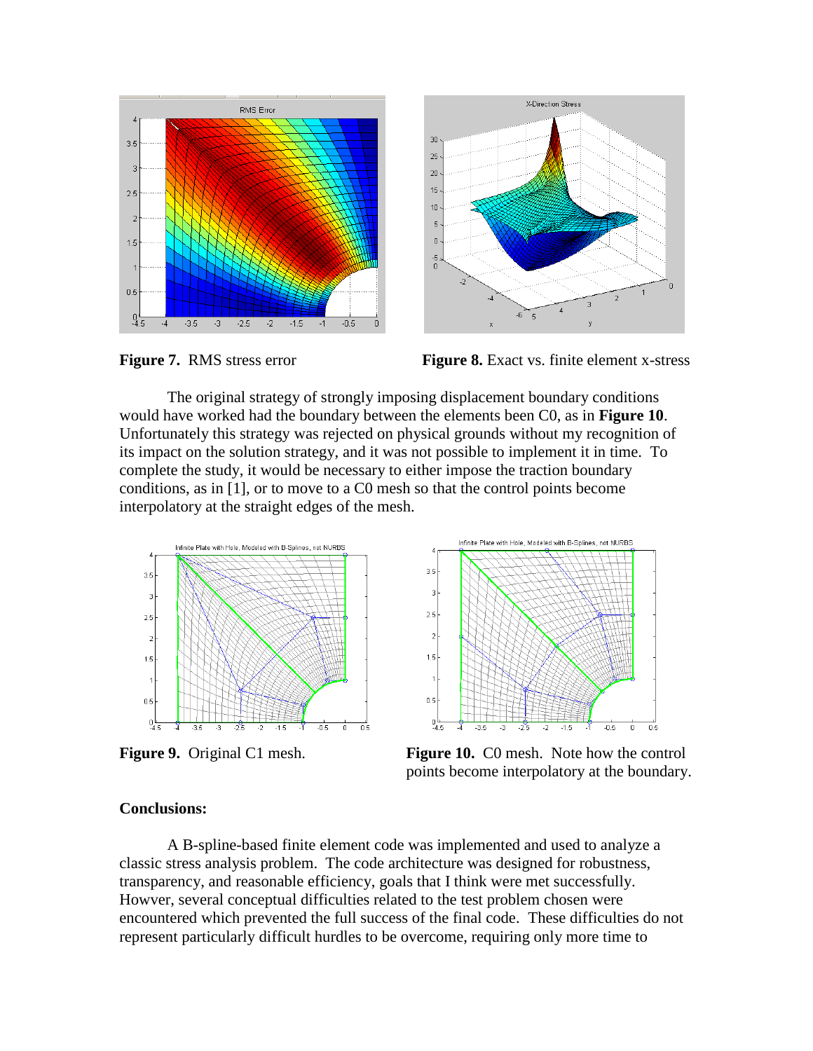**Figure 7.** RMS stress error

**Figure 8.** Exact vs. finite element x-stress

The original strategy of strongly imposing displacement boundary conditions would have worked had the boundary between the elements been C0, as in **Figure 10**. Unfortunately this strategy was rejected on physical grounds without my recognition of its impact on the solution strategy, and it was not possible to implement it in time. To complete the study, it would be necessary to either impose the traction boundary conditions, as in [1], or to move to a C0 mesh so that the control points become interpolatory at the straight edges of the mesh.

**Figure 9.** Original C1 mesh.

**Figure 10.** C0 mesh. Note how the control points become interpolatory at the boundary.

**Conclusions:**

A B-spline-based finite element code was implemented and used to analyze a classic stress analysis problem. The code architecture was designed for robustness, transparency, and reasonable efficiency, goals that I think were met successfully. Howver, several conceptual difficulties related to the test problem chosen were encountered which prevented the full success of the final code. These difficulties do not represent particularly difficult hurdles to be overcome, requiring only more time to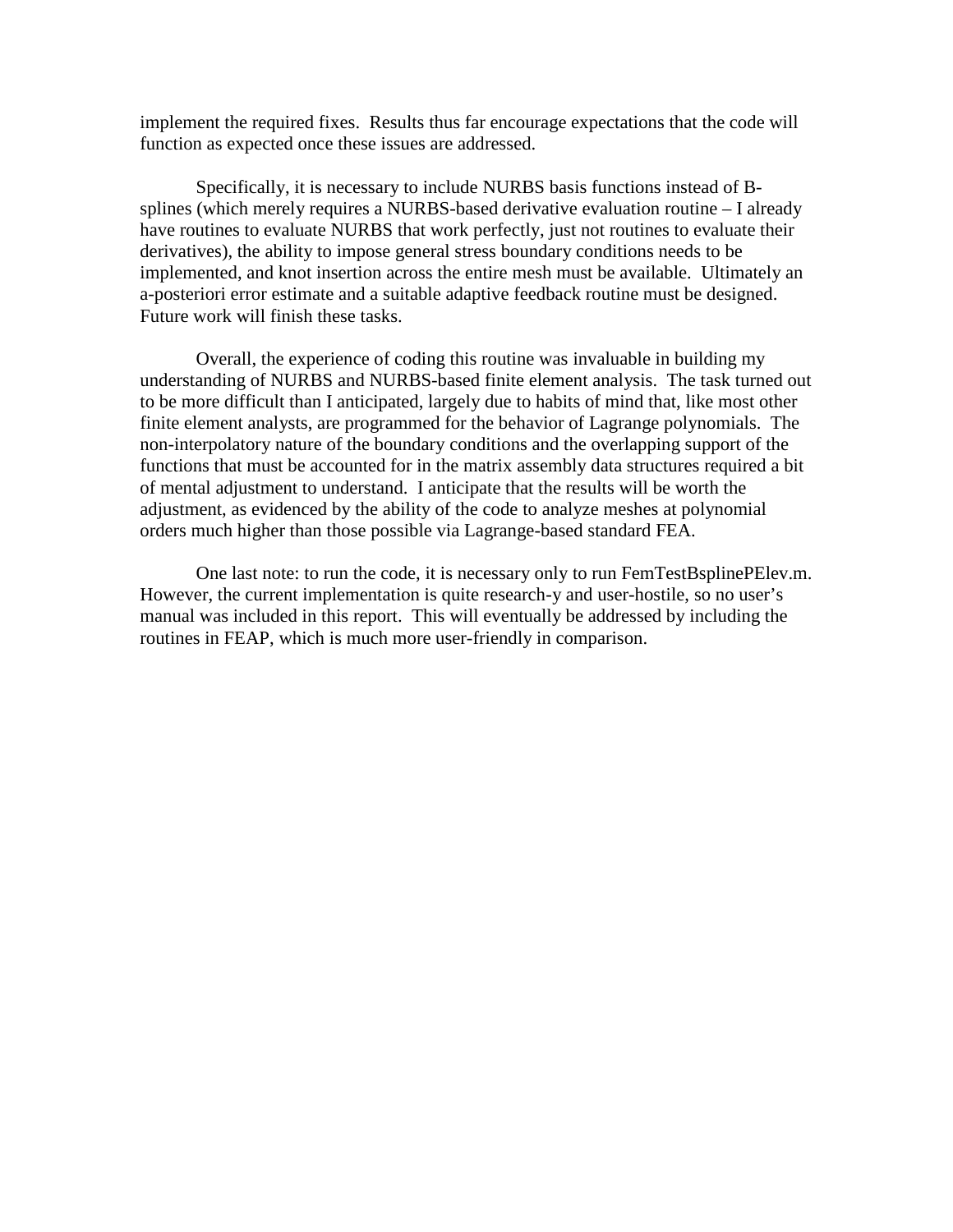implement the required fixes. Results thus far encourage expectations that the code will function as expected once these issues are addressed.

Specifically, it is necessary to include NURBS basis functions instead of B-splines (which merely requires a NURBS-based derivative evaluation routine – I already have routines to evaluate NURBS that work perfectly, just not routines to evaluate their derivatives), the ability to impose general stress boundary conditions needs to be implemented, and knot insertion across the entire mesh must be available. Ultimately an a-posteriori error estimate and a suitable adaptive feedback routine must be designed. Future work will finish these tasks.

Overall, the experience of coding this routine was invaluable in building my understanding of NURBS and NURBS-based finite element analysis. The task turned out to be more difficult than I anticipated, largely due to habits of mind that, like most other finite element analysts, are programmed for the behavior of Lagrange polynomials. The non-interpolatory nature of the boundary conditions and the overlapping support of the functions that must be accounted for in the matrix assembly data structures required a bit of mental adjustment to understand. I anticipate that the results will be worth the adjustment, as evidenced by the ability of the code to analyze meshes at polynomial orders much higher than those possible via Lagrange-based standard FEA.

One last note: to run the code, it is necessary only to run FemTestBsplinePElev.m. However, the current implementation is quite research-y and user-hostile, so no user's manual was included in this report. This will eventually be addressed by including the routines in FEAP, which is much more user-friendly in comparison.